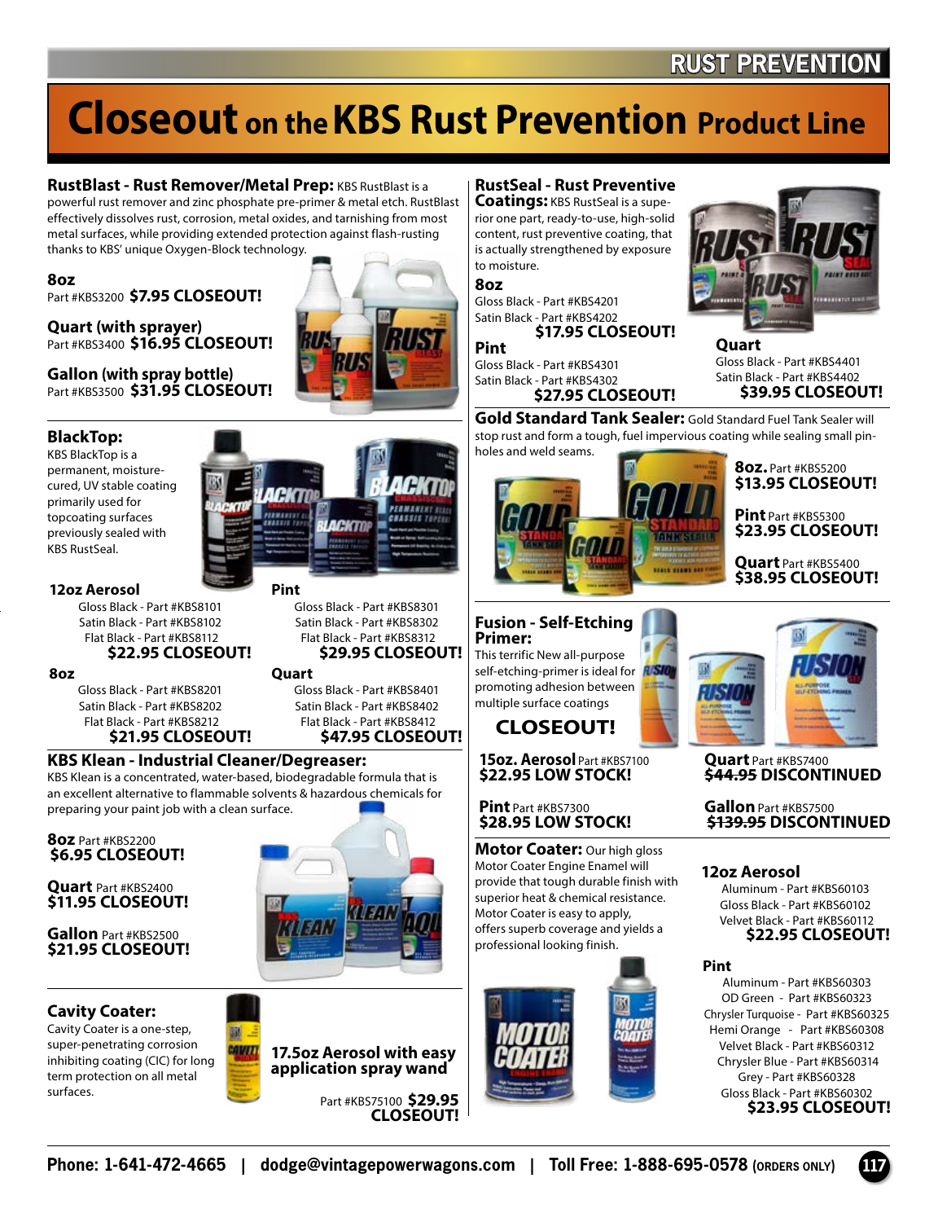# Closeout on the KBS Rust Prevention Product Line

## RustBlast - Rust Remover/Metal Prep:

KBS RustBlast is a powerful rust remover and zinc phosphate pre-primer & metal etch. RustBlast effectively dissolves rust, corrosion, metal oxides, and tarnishing from most metal surfaces, while providing extended protection against flash-rusting thanks to KBS' unique Oxygen-Block technology.

**8oz**
Part #KBS3200 **$7.95 CLOSEOUT!**

**Quart (with sprayer)**
Part #KBS3400 **$16.95 CLOSEOUT!**

**Gallon (with spray bottle)**
Part #KBS3500 **$31.95 CLOSEOUT!**

## BlackTop:

KBS BlackTop is a permanent, moisture-cured, UV stable coating primarily used for topcoating surfaces previously sealed with KBS RustSeal.

**12oz Aerosol**
Gloss Black - Part #KBS8101
Satin Black - Part #KBS8102
Flat Black - Part #KBS8112
**$22.95 CLOSEOUT!**

**Pint**
Gloss Black - Part #KBS8301
Satin Black - Part #KBS8302
Flat Black - Part #KBS8312
**$29.95 CLOSEOUT!**

**8oz**
Gloss Black - Part #KBS8201
Satin Black - Part #KBS8202
Flat Black - Part #KBS8212
**$21.95 CLOSEOUT!**

**Quart**
Gloss Black - Part #KBS8401
Satin Black - Part #KBS8402
Flat Black - Part #KBS8412
**$47.95 CLOSEOUT!**

## KBS Klean - Industrial Cleaner/Degreaser:

KBS Klean is a concentrated, water-based, biodegradable formula that is an excellent alternative to flammable solvents & hazardous chemicals for preparing your paint job with a clean surface.

**8oz** Part #KBS2200
**$6.95 CLOSEOUT!**

**Quart** Part #KBS2400
**$11.95 CLOSEOUT!**

**Gallon** Part #KBS2500
**$21.95 CLOSEOUT!**

## Cavity Coater:

Cavity Coater is a one-step, super-penetrating corrosion inhibiting coating (CIC) for long term protection on all metal surfaces.

**17.5oz Aerosol with easy application spray wand**

Part #KBS75100 **$29.95 CLOSEOUT!**

## RustSeal - Rust Preventive Coatings:

KBS RustSeal is a superior one part, ready-to-use, high-solid content, rust preventive coating, that is actually strengthened by exposure to moisture.

**8oz**
Gloss Black - Part #KBS4201
Satin Black - Part #KBS4202
**$17.95 CLOSEOUT!**

**Pint**
Gloss Black - Part #KBS4301
Satin Black - Part #KBS4302
**$27.95 CLOSEOUT!**

**Quart**
Gloss Black - Part #KBS4401
Satin Black - Part #KBS4402
**$39.95 CLOSEOUT!**

## Gold Standard Tank Sealer:

Gold Standard Fuel Tank Sealer will stop rust and form a tough, fuel impervious coating while sealing small pinholes and weld seams.

**8oz.** Part #KBS5200
**$13.95 CLOSEOUT!**

**Pint** Part #KBS5300
**$23.95 CLOSEOUT!**

**Quart** Part #KBS5400
**$38.95 CLOSEOUT!**

## Fusion - Self-Etching Primer:

This terrific New all-purpose self-etching-primer is ideal for promoting adhesion between multiple surface coatings

**CLOSEOUT!**

**15oz. Aerosol** Part #KBS7100
**$22.95 LOW STOCK!**

**Pint** Part #KBS7300
**$28.95 LOW STOCK!**

**Quart** Part #KBS7400
~~$44.95~~ **DISCONTINUED**

**Gallon** Part #KBS7500
~~$139.95~~ **DISCONTINUED**

## Motor Coater:

Our high gloss Motor Coater Engine Enamel will provide that tough durable finish with superior heat & chemical resistance. Motor Coater is easy to apply, offers superb coverage and yields a professional looking finish.

**12oz Aerosol**
Aluminum - Part #KBS60103
Gloss Black - Part #KBS60102
Velvet Black - Part #KBS60112
**$22.95 CLOSEOUT!**

**Pint**
Aluminum - Part #KBS60303
OD Green - Part #KBS60323
Chrysler Turquoise - Part #KBS60325
Hemi Orange - Part #KBS60308
Velvet Black - Part #KBS60312
Chrysler Blue - Part #KBS60314
Grey - Part #KBS60328
Gloss Black - Part #KBS60302
**$23.95 CLOSEOUT!**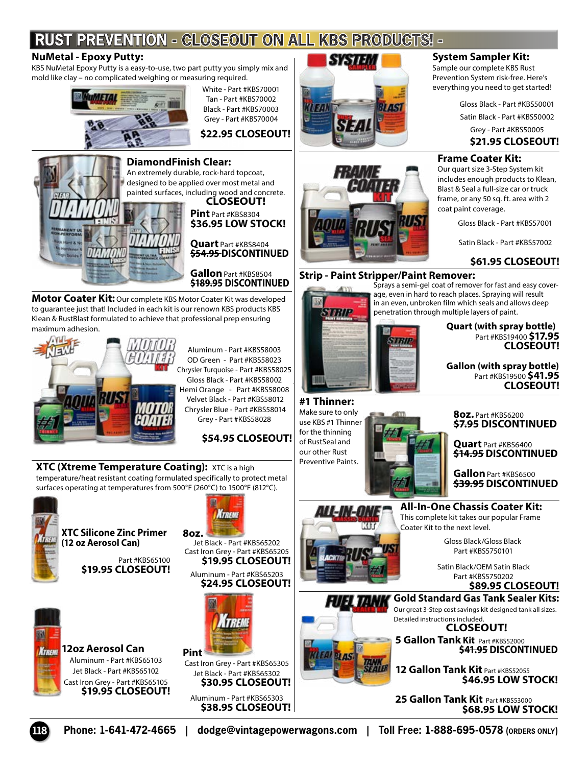# RUST PREVENTION - CLOSEOUT ON ALL KBS PRODUCTS! -

## NuMetal - Epoxy Putty:

KBS NuMetal Epoxy Putty is a easy-to-use, two part putty you simply mix and mold like clay – no complicated weighing or measuring required.

White - Part #KBS70001
Tan - Part #KBS70002
Black - Part #KBS70003
Grey - Part #KBS70004

**$22.95 CLOSEOUT!**

## DiamondFinish Clear:

An extremely durable, rock-hard topcoat, designed to be applied over most metal and painted surfaces, including wood and concrete.

**CLOSEOUT!**

**Pint** Part #KBS8304 **$36.95 LOW STOCK!**

**Quart** Part #KBS8404 ~~$54.95~~ **DISCONTINUED**

**Gallon** Part #KBS8504 ~~$189.95~~ **DISCONTINUED**

## Motor Coater Kit:

Our complete KBS Motor Coater Kit was developed to guarantee just that! Included in each kit is our renown KBS products KBS Klean & RustBlast formulated to achieve that professional prep ensuring maximum adhesion.

ALL NEW!

Aluminum - Part #KBS58003
OD Green - Part #KBS58023
Chrysler Turquoise - Part #KBS58025
Gloss Black - Part #KBS58002
Hemi Orange - Part #KBS58008
Velvet Black - Part #KBS58012
Chrysler Blue - Part #KBS58014
Grey - Part #KBS58028

**$54.95 CLOSEOUT!**

## XTC (Xtreme Temperature Coating):

XTC is a high temperature/heat resistant coating formulated specifically to protect metal surfaces operating at temperatures from 500°F (260°C) to 1500°F (812°C).

**XTC Silicone Zinc Primer (12 oz Aerosol Can)**

Part #KBS65100
**$19.95 CLOSEOUT!**

**8oz.**

Jet Black - Part #KBS65202
Cast Iron Grey - Part #KBS65205
**$19.95 CLOSEOUT!**

Aluminum - Part #KBS65203
**$24.95 CLOSEOUT!**

**12oz Aerosol Can**

Aluminum - Part #KBS65103
Jet Black - Part #KBS65102
Cast Iron Grey - Part #KBS65105
**$19.95 CLOSEOUT!**

**Pint**

Cast Iron Grey - Part #KBS65305
Jet Black - Part #KBS65302
**$30.95 CLOSEOUT!**

Aluminum - Part #KBS65303
**$38.95 CLOSEOUT!**

## System Sampler Kit:

Sample our complete KBS Rust Prevention System risk-free. Here's everything you need to get started!

Gloss Black - Part #KBS50001
Satin Black - Part #KBS50002
Grey - Part #KBS50005

**$21.95 CLOSEOUT!**

## Frame Coater Kit:

Our quart size 3-Step System kit includes enough products to Klean, Blast & Seal a full-size car or truck frame, or any 50 sq. ft. area with 2 coat paint coverage.

Gloss Black - Part #KBS57001
Satin Black - Part #KBS57002

**$61.95 CLOSEOUT!**

## Strip - Paint Stripper/Paint Remover:

Sprays a semi-gel coat of remover for fast and easy coverage, even in hard to reach places. Spraying will result in an even, unbroken film which seals and allows deep penetration through multiple layers of paint.

**Quart (with spray bottle)** Part #KBS19400 **$17.95 CLOSEOUT!**

**Gallon (with spray bottle)** Part #KBS19500 **$41.95 CLOSEOUT!**

## #1 Thinner:

Make sure to only use KBS #1 Thinner for the thinning of RustSeal and our other Rust Preventive Paints.

**8oz.** Part #KBS6200 ~~$7.95~~ **DISCONTINUED**

**Quart** Part #KBS6400 ~~$14.95~~ **DISCONTINUED**

**Gallon** Part #KBS6500 ~~$39.95~~ **DISCONTINUED**

## All-In-One Chassis Coater Kit:

This complete kit takes our popular Frame Coater Kit to the next level.

Gloss Black/Gloss Black
Part #KBS5750101

Satin Black/OEM Satin Black
Part #KBS5750202

**$89.95 CLOSEOUT!**

## Gold Standard Gas Tank Sealer Kits:

Our great 3-Step cost savings kit designed tank all sizes. Detailed instructions included.

**CLOSEOUT!**

**5 Gallon Tank Kit** Part #KBS52000 ~~$41.95~~ **DISCONTINUED**

**12 Gallon Tank Kit** Part #KBS52055 **$46.95 LOW STOCK!**

**25 Gallon Tank Kit** Part #KBS53000 **$68.95 LOW STOCK!**

Phone: 1-641-472-4665 | dodge@vintagepowerwagons.com | Toll Free: 1-888-695-0578 (ORDERS ONLY)